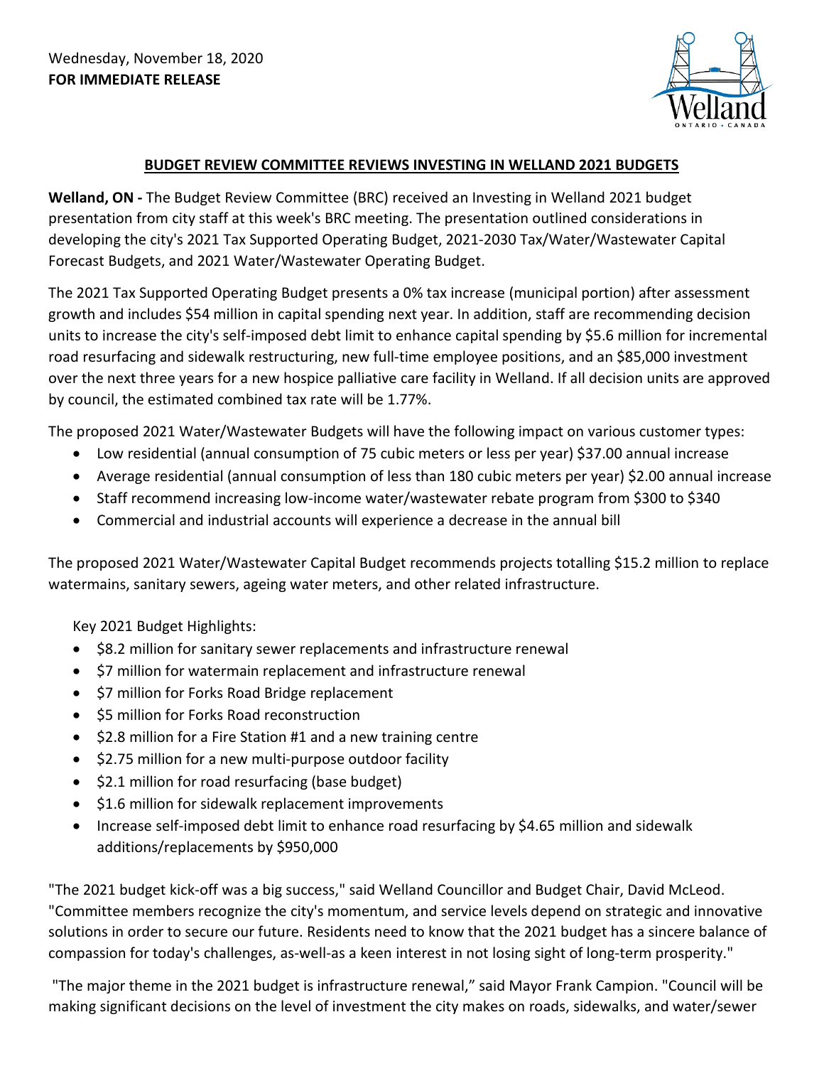Wednesday, November 18, 2020
**FOR IMMEDIATE RELEASE**

## BUDGET REVIEW COMMITTEE REVIEWS INVESTING IN WELLAND 2021 BUDGETS

**Welland, ON -** The Budget Review Committee (BRC) received an Investing in Welland 2021 budget presentation from city staff at this week's BRC meeting. The presentation outlined considerations in developing the city's 2021 Tax Supported Operating Budget, 2021-2030 Tax/Water/Wastewater Capital Forecast Budgets, and 2021 Water/Wastewater Operating Budget.

The 2021 Tax Supported Operating Budget presents a 0% tax increase (municipal portion) after assessment growth and includes $54 million in capital spending next year. In addition, staff are recommending decision units to increase the city's self-imposed debt limit to enhance capital spending by $5.6 million for incremental road resurfacing and sidewalk restructuring, new full-time employee positions, and an $85,000 investment over the next three years for a new hospice palliative care facility in Welland. If all decision units are approved by council, the estimated combined tax rate will be 1.77%.

The proposed 2021 Water/Wastewater Budgets will have the following impact on various customer types:

- Low residential (annual consumption of 75 cubic meters or less per year) $37.00 annual increase
- Average residential (annual consumption of less than 180 cubic meters per year) $2.00 annual increase
- Staff recommend increasing low-income water/wastewater rebate program from $300 to $340
- Commercial and industrial accounts will experience a decrease in the annual bill

The proposed 2021 Water/Wastewater Capital Budget recommends projects totalling $15.2 million to replace watermains, sanitary sewers, ageing water meters, and other related infrastructure.

Key 2021 Budget Highlights:

- $8.2 million for sanitary sewer replacements and infrastructure renewal
- $7 million for watermain replacement and infrastructure renewal
- $7 million for Forks Road Bridge replacement
- $5 million for Forks Road reconstruction
- $2.8 million for a Fire Station #1 and a new training centre
- $2.75 million for a new multi-purpose outdoor facility
- $2.1 million for road resurfacing (base budget)
- $1.6 million for sidewalk replacement improvements
- Increase self-imposed debt limit to enhance road resurfacing by $4.65 million and sidewalk additions/replacements by $950,000

"The 2021 budget kick-off was a big success," said Welland Councillor and Budget Chair, David McLeod. "Committee members recognize the city's momentum, and service levels depend on strategic and innovative solutions in order to secure our future. Residents need to know that the 2021 budget has a sincere balance of compassion for today's challenges, as-well-as a keen interest in not losing sight of long-term prosperity."

"The major theme in the 2021 budget is infrastructure renewal," said Mayor Frank Campion. "Council will be making significant decisions on the level of investment the city makes on roads, sidewalks, and water/sewer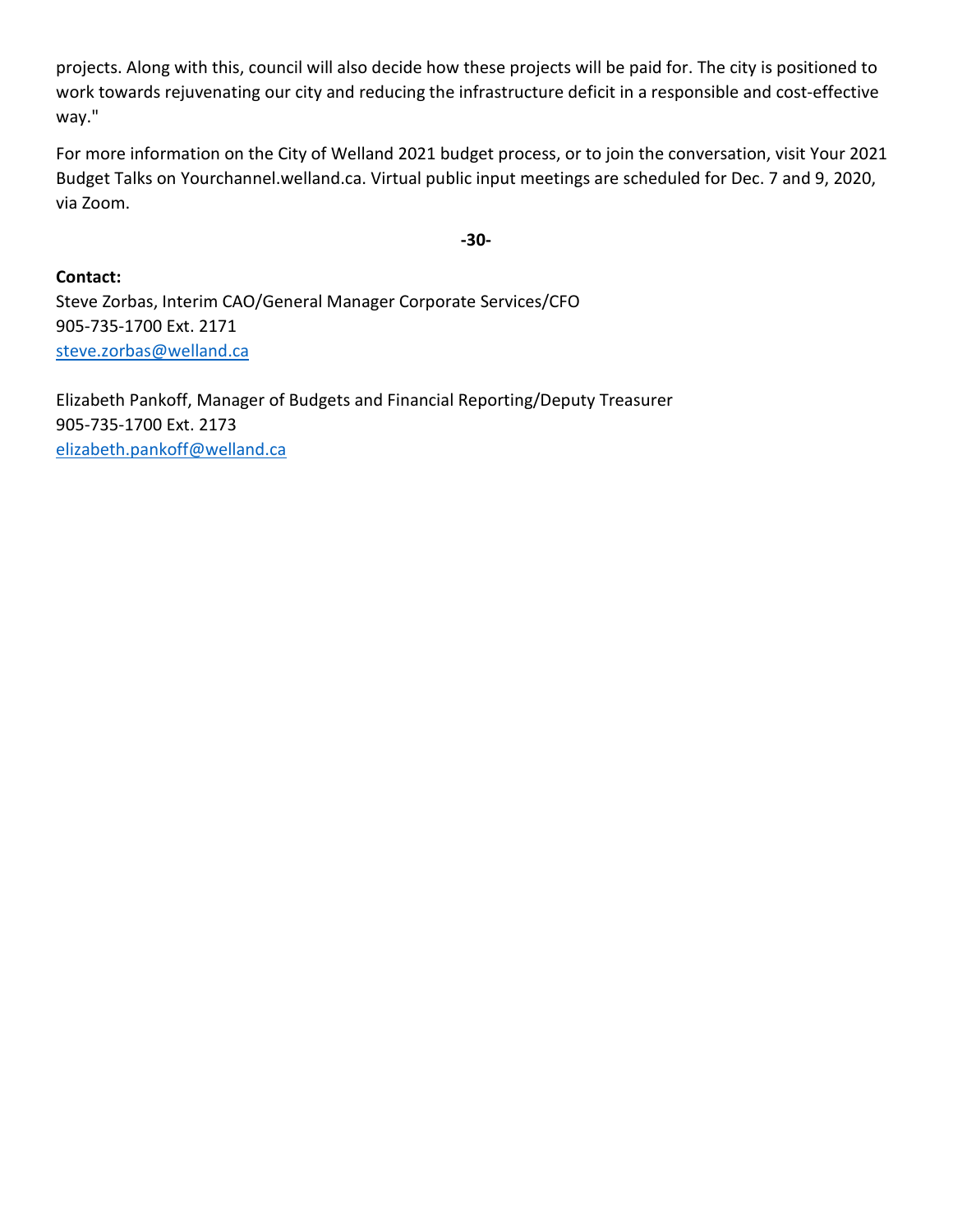projects. Along with this, council will also decide how these projects will be paid for. The city is positioned to work towards rejuvenating our city and reducing the infrastructure deficit in a responsible and cost-effective way."

For more information on the City of Welland 2021 budget process, or to join the conversation, visit Your 2021 Budget Talks on Yourchannel.welland.ca. Virtual public input meetings are scheduled for Dec. 7 and 9, 2020, via Zoom.

**-30-**

**Contact:**
Steve Zorbas, Interim CAO/General Manager Corporate Services/CFO
905-735-1700 Ext. 2171
steve.zorbas@welland.ca

Elizabeth Pankoff, Manager of Budgets and Financial Reporting/Deputy Treasurer
905-735-1700 Ext. 2173
elizabeth.pankoff@welland.ca